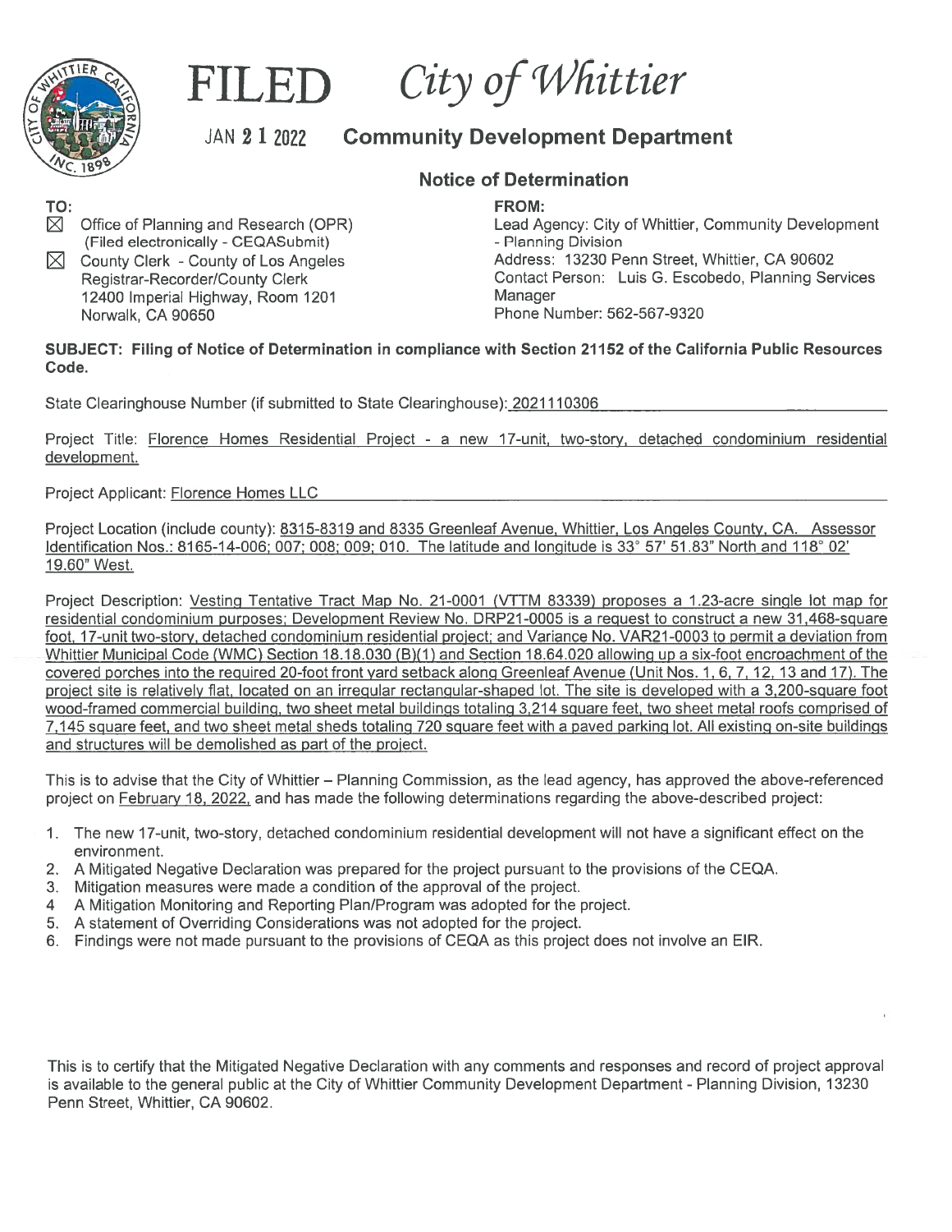# FILED City of Whittier

JAN 21 2022

## Community Development Department

### Notice of Determination

**TO:**

☒ Office of Planning and Research (OPR)
(Filed electronically - CEQASubmit)

☒ County Clerk - County of Los Angeles
Registrar-Recorder/County Clerk
12400 Imperial Highway, Room 1201
Norwalk, CA 90650

**FROM:**

Lead Agency: City of Whittier, Community Development - Planning Division
Address: 13230 Penn Street, Whittier, CA 90602
Contact Person: Luis G. Escobedo, Planning Services Manager
Phone Number: 562-567-9320

**SUBJECT: Filing of Notice of Determination in compliance with Section 21152 of the California Public Resources Code.**

State Clearinghouse Number (if submitted to State Clearinghouse): 2021110306

Project Title: Florence Homes Residential Project - a new 17-unit, two-story, detached condominium residential development.

Project Applicant: Florence Homes LLC

Project Location (include county): 8315-8319 and 8335 Greenleaf Avenue, Whittier, Los Angeles County, CA. Assessor Identification Nos.: 8165-14-006; 007; 008; 009; 010. The latitude and longitude is 33° 57' 51.83" North and 118° 02' 19.60" West.

Project Description: Vesting Tentative Tract Map No. 21-0001 (VTTM 83339) proposes a 1.23-acre single lot map for residential condominium purposes; Development Review No. DRP21-0005 is a request to construct a new 31,468-square foot, 17-unit two-story, detached condominium residential project; and Variance No. VAR21-0003 to permit a deviation from Whittier Municipal Code (WMC) Section 18.18.030 (B)(1) and Section 18.64.020 allowing up a six-foot encroachment of the covered porches into the required 20-foot front yard setback along Greenleaf Avenue (Unit Nos. 1, 6, 7, 12, 13 and 17). The project site is relatively flat, located on an irregular rectangular-shaped lot. The site is developed with a 3,200-square foot wood-framed commercial building, two sheet metal buildings totaling 3,214 square feet, two sheet metal roofs comprised of 7,145 square feet, and two sheet metal sheds totaling 720 square feet with a paved parking lot. All existing on-site buildings and structures will be demolished as part of the project.

This is to advise that the City of Whittier – Planning Commission, as the lead agency, has approved the above-referenced project on February 18, 2022, and has made the following determinations regarding the above-described project:

1. The new 17-unit, two-story, detached condominium residential development will not have a significant effect on the environment.
2. A Mitigated Negative Declaration was prepared for the project pursuant to the provisions of the CEQA.
3. Mitigation measures were made a condition of the approval of the project.
4. A Mitigation Monitoring and Reporting Plan/Program was adopted for the project.
5. A statement of Overriding Considerations was not adopted for the project.
6. Findings were not made pursuant to the provisions of CEQA as this project does not involve an EIR.

This is to certify that the Mitigated Negative Declaration with any comments and responses and record of project approval is available to the general public at the City of Whittier Community Development Department - Planning Division, 13230 Penn Street, Whittier, CA 90602.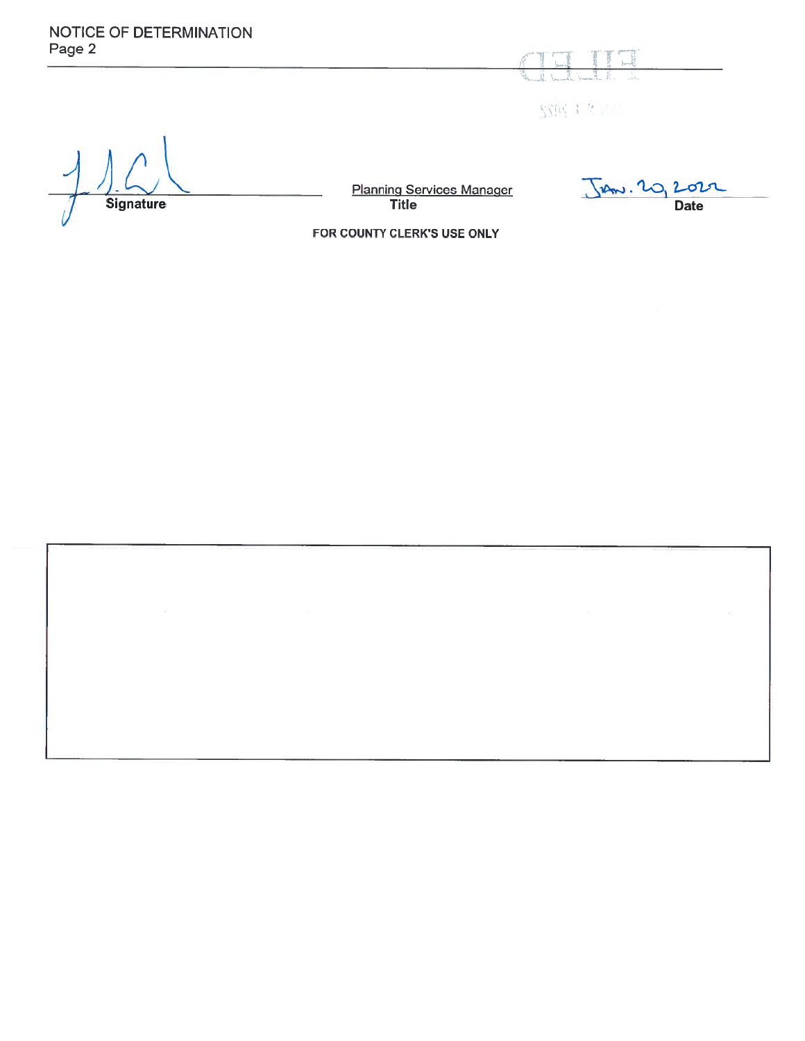NOTICE OF DETERMINATION
Page 2

FILED

Signature

Planning Services Manager
Title

JAN. 20, 2022
Date

**FOR COUNTY CLERK'S USE ONLY**